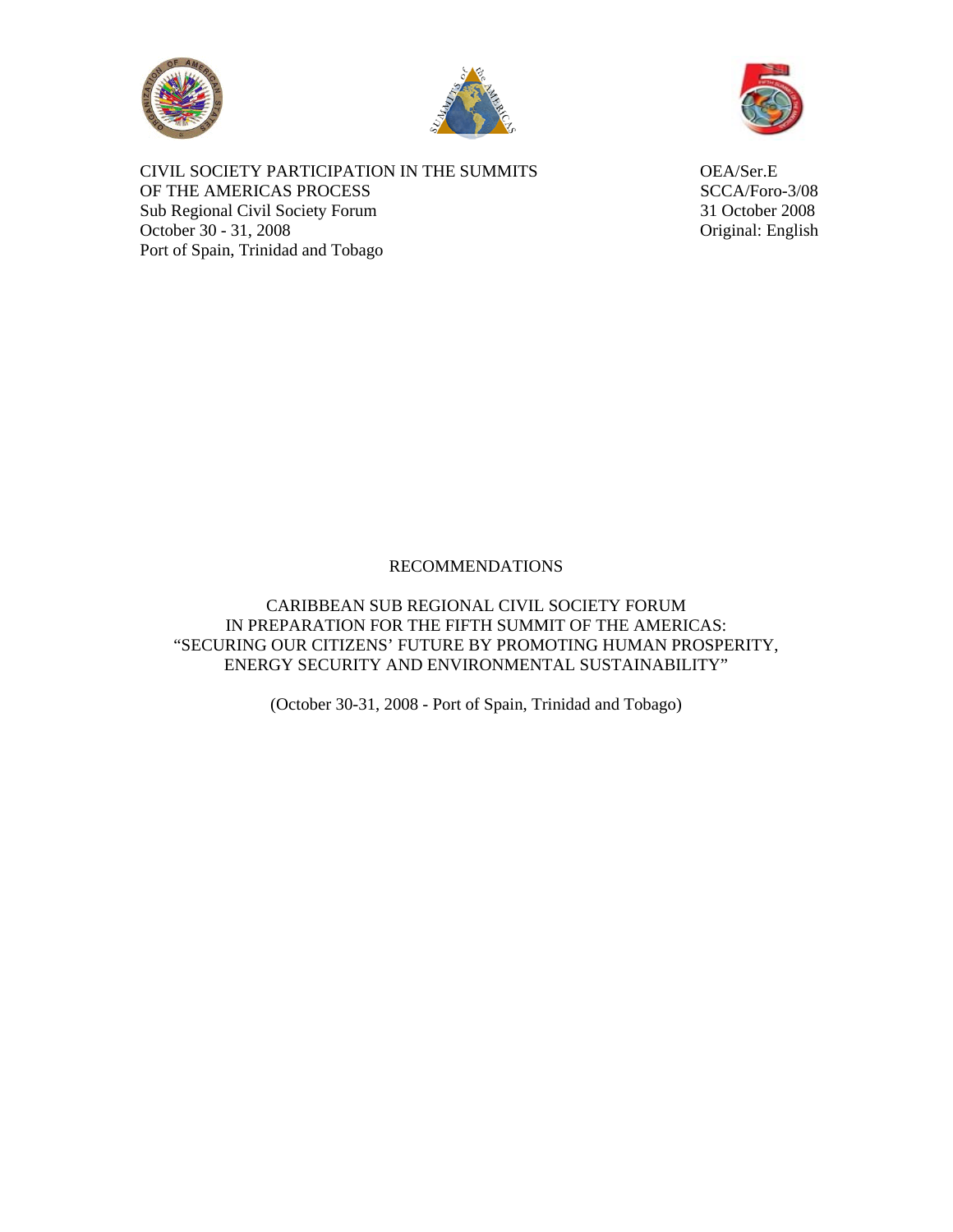CIVIL SOCIETY PARTICIPATION IN THE SUMMITS OF THE AMERICAS PROCESS
Sub Regional Civil Society Forum
October 30 - 31, 2008
Port of Spain, Trinidad and Tobago

OEA/Ser.E
SCCA/Foro-3/08
31 October 2008
Original: English

# RECOMMENDATIONS

## CARIBBEAN SUB REGIONAL CIVIL SOCIETY FORUM IN PREPARATION FOR THE FIFTH SUMMIT OF THE AMERICAS: "SECURING OUR CITIZENS' FUTURE BY PROMOTING HUMAN PROSPERITY, ENERGY SECURITY AND ENVIRONMENTAL SUSTAINABILITY"

(October 30-31, 2008 - Port of Spain, Trinidad and Tobago)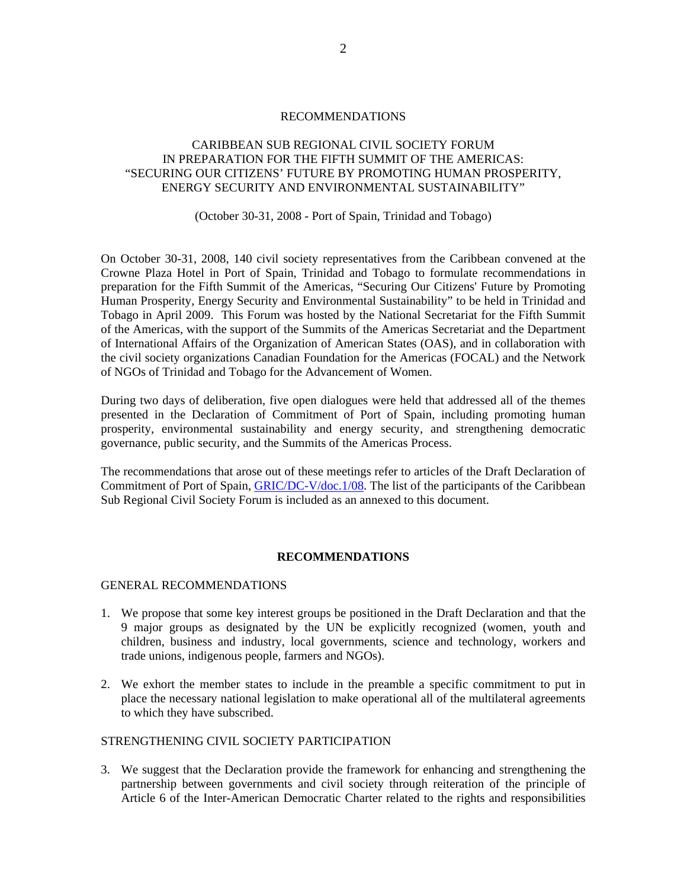RECOMMENDATIONS

CARIBBEAN SUB REGIONAL CIVIL SOCIETY FORUM
IN PREPARATION FOR THE FIFTH SUMMIT OF THE AMERICAS:
"SECURING OUR CITIZENS' FUTURE BY PROMOTING HUMAN PROSPERITY,
ENERGY SECURITY AND ENVIRONMENTAL SUSTAINABILITY"

(October 30-31, 2008 - Port of Spain, Trinidad and Tobago)

On October 30-31, 2008, 140 civil society representatives from the Caribbean convened at the Crowne Plaza Hotel in Port of Spain, Trinidad and Tobago to formulate recommendations in preparation for the Fifth Summit of the Americas, "Securing Our Citizens' Future by Promoting Human Prosperity, Energy Security and Environmental Sustainability" to be held in Trinidad and Tobago in April 2009. This Forum was hosted by the National Secretariat for the Fifth Summit of the Americas, with the support of the Summits of the Americas Secretariat and the Department of International Affairs of the Organization of American States (OAS), and in collaboration with the civil society organizations Canadian Foundation for the Americas (FOCAL) and the Network of NGOs of Trinidad and Tobago for the Advancement of Women.

During two days of deliberation, five open dialogues were held that addressed all of the themes presented in the Declaration of Commitment of Port of Spain, including promoting human prosperity, environmental sustainability and energy security, and strengthening democratic governance, public security, and the Summits of the Americas Process.

The recommendations that arose out of these meetings refer to articles of the Draft Declaration of Commitment of Port of Spain, GRIC/DC-V/doc.1/08. The list of the participants of the Caribbean Sub Regional Civil Society Forum is included as an annexed to this document.

## RECOMMENDATIONS

### GENERAL RECOMMENDATIONS

1. We propose that some key interest groups be positioned in the Draft Declaration and that the 9 major groups as designated by the UN be explicitly recognized (women, youth and children, business and industry, local governments, science and technology, workers and trade unions, indigenous people, farmers and NGOs).

2. We exhort the member states to include in the preamble a specific commitment to put in place the necessary national legislation to make operational all of the multilateral agreements to which they have subscribed.

### STRENGTHENING CIVIL SOCIETY PARTICIPATION

3. We suggest that the Declaration provide the framework for enhancing and strengthening the partnership between governments and civil society through reiteration of the principle of Article 6 of the Inter-American Democratic Charter related to the rights and responsibilities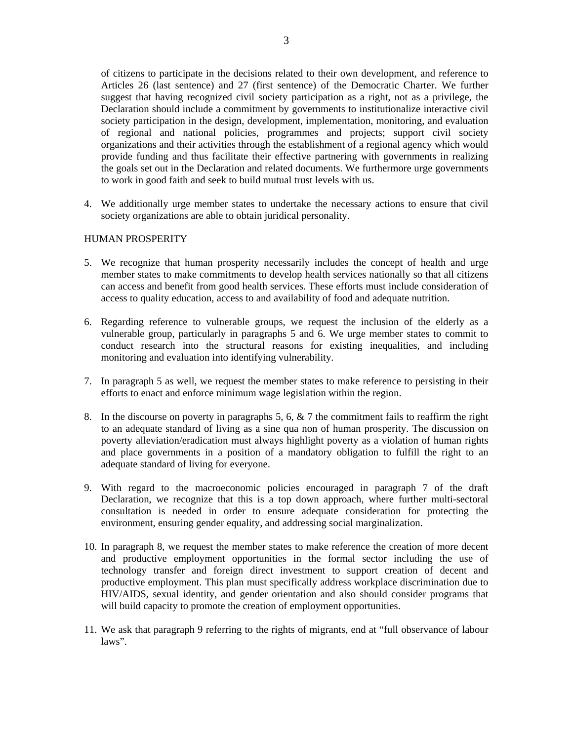of citizens to participate in the decisions related to their own development, and reference to Articles 26 (last sentence) and 27 (first sentence) of the Democratic Charter. We further suggest that having recognized civil society participation as a right, not as a privilege, the Declaration should include a commitment by governments to institutionalize interactive civil society participation in the design, development, implementation, monitoring, and evaluation of regional and national policies, programmes and projects; support civil society organizations and their activities through the establishment of a regional agency which would provide funding and thus facilitate their effective partnering with governments in realizing the goals set out in the Declaration and related documents. We furthermore urge governments to work in good faith and seek to build mutual trust levels with us.

4. We additionally urge member states to undertake the necessary actions to ensure that civil society organizations are able to obtain juridical personality.

HUMAN PROSPERITY

5. We recognize that human prosperity necessarily includes the concept of health and urge member states to make commitments to develop health services nationally so that all citizens can access and benefit from good health services. These efforts must include consideration of access to quality education, access to and availability of food and adequate nutrition.

6. Regarding reference to vulnerable groups, we request the inclusion of the elderly as a vulnerable group, particularly in paragraphs 5 and 6. We urge member states to commit to conduct research into the structural reasons for existing inequalities, and including monitoring and evaluation into identifying vulnerability.

7. In paragraph 5 as well, we request the member states to make reference to persisting in their efforts to enact and enforce minimum wage legislation within the region.

8. In the discourse on poverty in paragraphs 5, 6, & 7 the commitment fails to reaffirm the right to an adequate standard of living as a sine qua non of human prosperity. The discussion on poverty alleviation/eradication must always highlight poverty as a violation of human rights and place governments in a position of a mandatory obligation to fulfill the right to an adequate standard of living for everyone.

9. With regard to the macroeconomic policies encouraged in paragraph 7 of the draft Declaration, we recognize that this is a top down approach, where further multi-sectoral consultation is needed in order to ensure adequate consideration for protecting the environment, ensuring gender equality, and addressing social marginalization.

10. In paragraph 8, we request the member states to make reference the creation of more decent and productive employment opportunities in the formal sector including the use of technology transfer and foreign direct investment to support creation of decent and productive employment. This plan must specifically address workplace discrimination due to HIV/AIDS, sexual identity, and gender orientation and also should consider programs that will build capacity to promote the creation of employment opportunities.

11. We ask that paragraph 9 referring to the rights of migrants, end at "full observance of labour laws".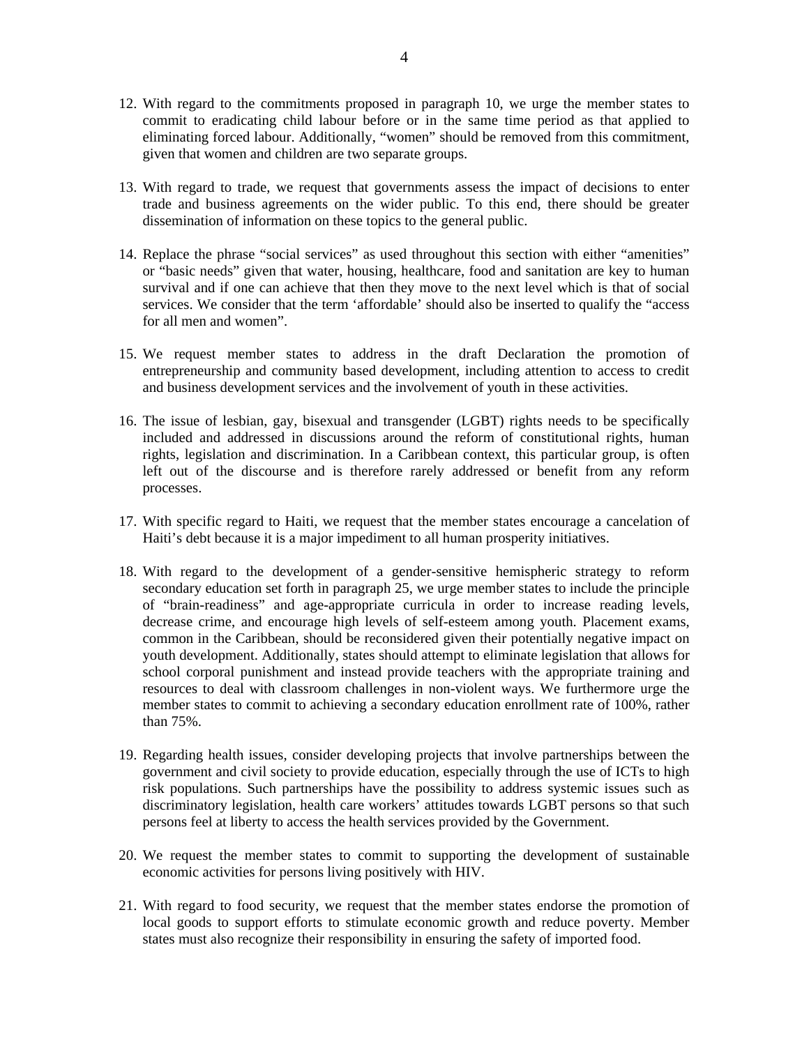12. With regard to the commitments proposed in paragraph 10, we urge the member states to commit to eradicating child labour before or in the same time period as that applied to eliminating forced labour. Additionally, “women” should be removed from this commitment, given that women and children are two separate groups.

13. With regard to trade, we request that governments assess the impact of decisions to enter trade and business agreements on the wider public. To this end, there should be greater dissemination of information on these topics to the general public.

14. Replace the phrase “social services” as used throughout this section with either “amenities” or “basic needs” given that water, housing, healthcare, food and sanitation are key to human survival and if one can achieve that then they move to the next level which is that of social services. We consider that the term ‘affordable’ should also be inserted to qualify the “access for all men and women”.

15. We request member states to address in the draft Declaration the promotion of entrepreneurship and community based development, including attention to access to credit and business development services and the involvement of youth in these activities.

16. The issue of lesbian, gay, bisexual and transgender (LGBT) rights needs to be specifically included and addressed in discussions around the reform of constitutional rights, human rights, legislation and discrimination. In a Caribbean context, this particular group, is often left out of the discourse and is therefore rarely addressed or benefit from any reform processes.

17. With specific regard to Haiti, we request that the member states encourage a cancelation of Haiti’s debt because it is a major impediment to all human prosperity initiatives.

18. With regard to the development of a gender-sensitive hemispheric strategy to reform secondary education set forth in paragraph 25, we urge member states to include the principle of “brain-readiness” and age-appropriate curricula in order to increase reading levels, decrease crime, and encourage high levels of self-esteem among youth. Placement exams, common in the Caribbean, should be reconsidered given their potentially negative impact on youth development. Additionally, states should attempt to eliminate legislation that allows for school corporal punishment and instead provide teachers with the appropriate training and resources to deal with classroom challenges in non-violent ways. We furthermore urge the member states to commit to achieving a secondary education enrollment rate of 100%, rather than 75%.

19. Regarding health issues, consider developing projects that involve partnerships between the government and civil society to provide education, especially through the use of ICTs to high risk populations. Such partnerships have the possibility to address systemic issues such as discriminatory legislation, health care workers’ attitudes towards LGBT persons so that such persons feel at liberty to access the health services provided by the Government.

20. We request the member states to commit to supporting the development of sustainable economic activities for persons living positively with HIV.

21. With regard to food security, we request that the member states endorse the promotion of local goods to support efforts to stimulate economic growth and reduce poverty. Member states must also recognize their responsibility in ensuring the safety of imported food.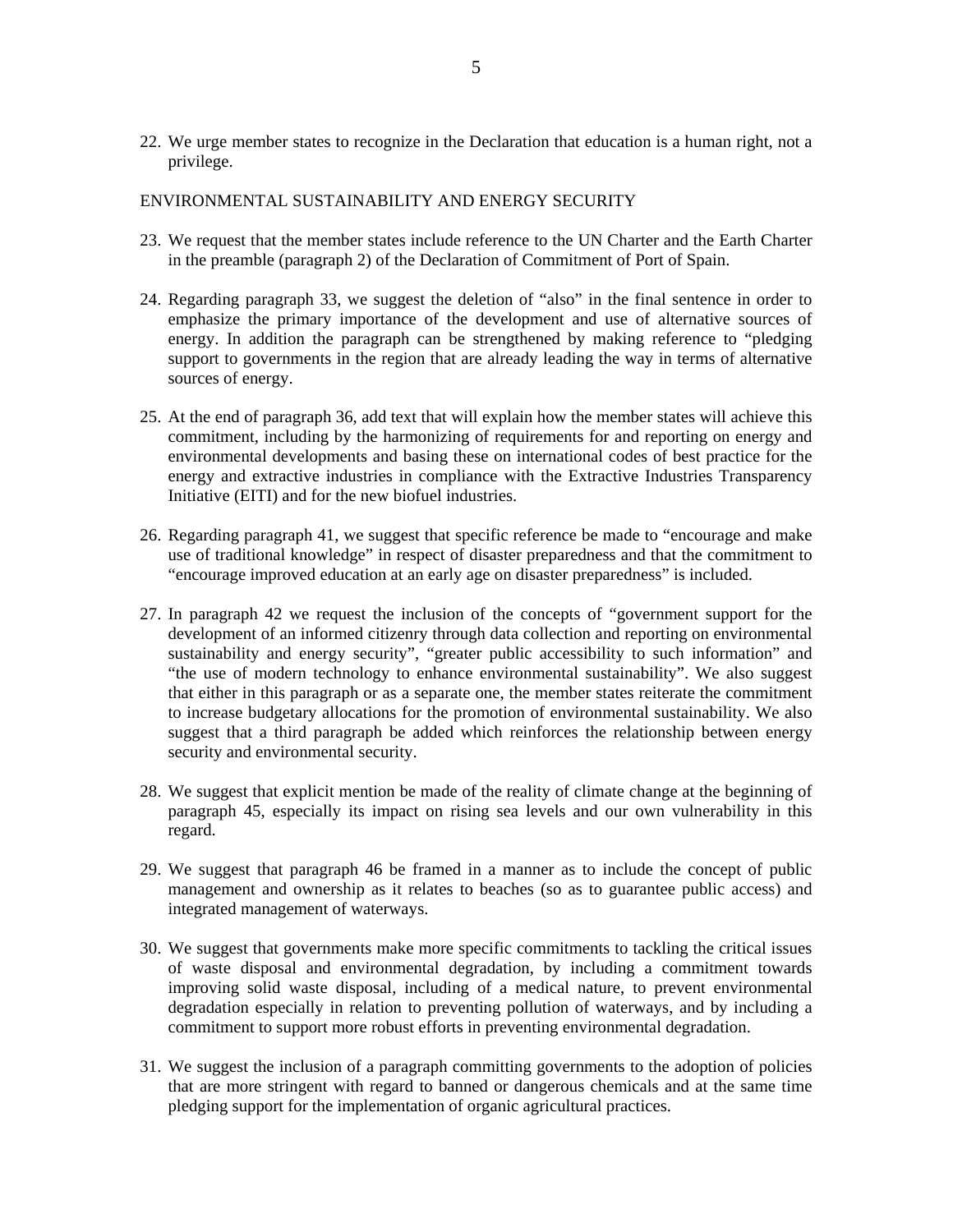22. We urge member states to recognize in the Declaration that education is a human right, not a privilege.

ENVIRONMENTAL SUSTAINABILITY AND ENERGY SECURITY

23. We request that the member states include reference to the UN Charter and the Earth Charter in the preamble (paragraph 2) of the Declaration of Commitment of Port of Spain.

24. Regarding paragraph 33, we suggest the deletion of "also" in the final sentence in order to emphasize the primary importance of the development and use of alternative sources of energy. In addition the paragraph can be strengthened by making reference to "pledging support to governments in the region that are already leading the way in terms of alternative sources of energy.

25. At the end of paragraph 36, add text that will explain how the member states will achieve this commitment, including by the harmonizing of requirements for and reporting on energy and environmental developments and basing these on international codes of best practice for the energy and extractive industries in compliance with the Extractive Industries Transparency Initiative (EITI) and for the new biofuel industries.

26. Regarding paragraph 41, we suggest that specific reference be made to "encourage and make use of traditional knowledge" in respect of disaster preparedness and that the commitment to "encourage improved education at an early age on disaster preparedness" is included.

27. In paragraph 42 we request the inclusion of the concepts of "government support for the development of an informed citizenry through data collection and reporting on environmental sustainability and energy security", "greater public accessibility to such information" and "the use of modern technology to enhance environmental sustainability". We also suggest that either in this paragraph or as a separate one, the member states reiterate the commitment to increase budgetary allocations for the promotion of environmental sustainability. We also suggest that a third paragraph be added which reinforces the relationship between energy security and environmental security.

28. We suggest that explicit mention be made of the reality of climate change at the beginning of paragraph 45, especially its impact on rising sea levels and our own vulnerability in this regard.

29. We suggest that paragraph 46 be framed in a manner as to include the concept of public management and ownership as it relates to beaches (so as to guarantee public access) and integrated management of waterways.

30. We suggest that governments make more specific commitments to tackling the critical issues of waste disposal and environmental degradation, by including a commitment towards improving solid waste disposal, including of a medical nature, to prevent environmental degradation especially in relation to preventing pollution of waterways, and by including a commitment to support more robust efforts in preventing environmental degradation.

31. We suggest the inclusion of a paragraph committing governments to the adoption of policies that are more stringent with regard to banned or dangerous chemicals and at the same time pledging support for the implementation of organic agricultural practices.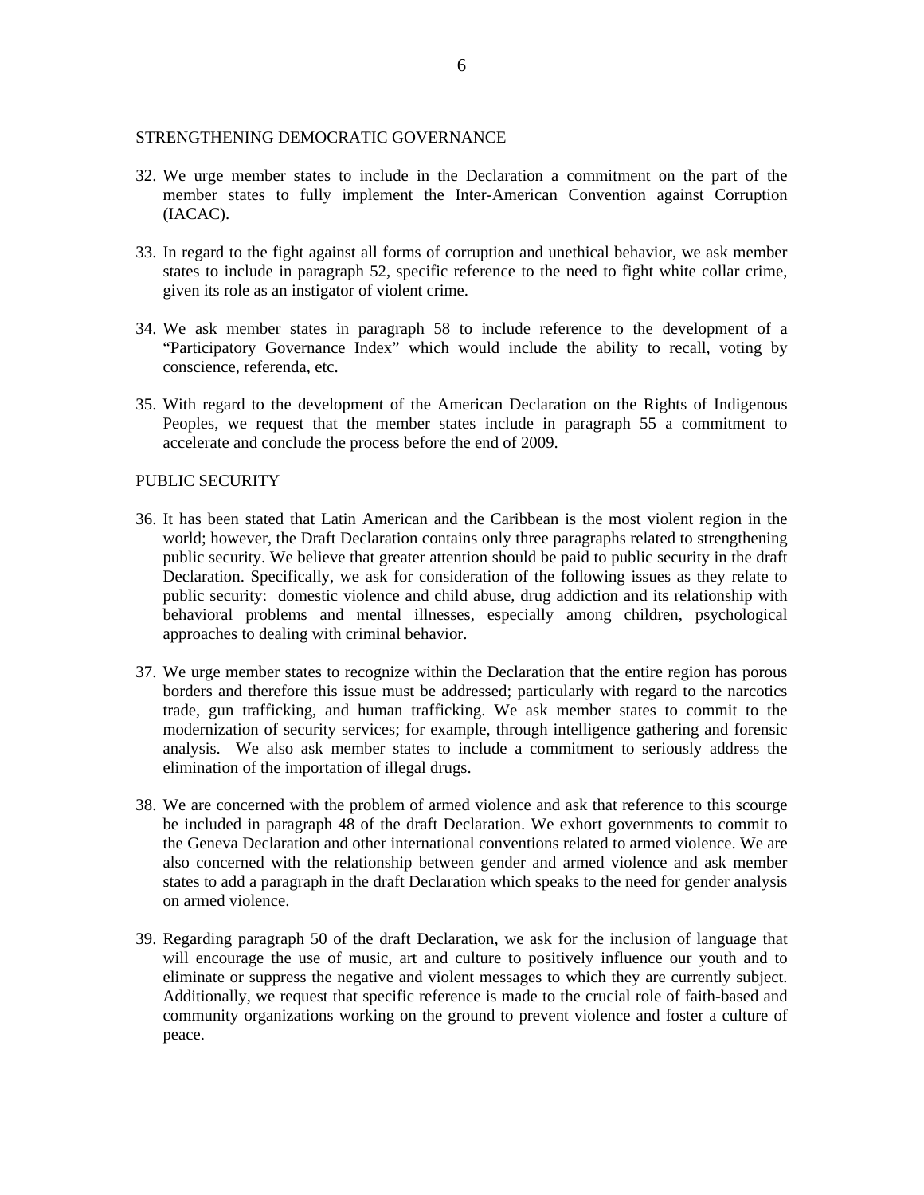STRENGTHENING DEMOCRATIC GOVERNANCE

32. We urge member states to include in the Declaration a commitment on the part of the member states to fully implement the Inter-American Convention against Corruption (IACAC).

33. In regard to the fight against all forms of corruption and unethical behavior, we ask member states to include in paragraph 52, specific reference to the need to fight white collar crime, given its role as an instigator of violent crime.

34. We ask member states in paragraph 58 to include reference to the development of a "Participatory Governance Index" which would include the ability to recall, voting by conscience, referenda, etc.

35. With regard to the development of the American Declaration on the Rights of Indigenous Peoples, we request that the member states include in paragraph 55 a commitment to accelerate and conclude the process before the end of 2009.

PUBLIC SECURITY

36. It has been stated that Latin American and the Caribbean is the most violent region in the world; however, the Draft Declaration contains only three paragraphs related to strengthening public security. We believe that greater attention should be paid to public security in the draft Declaration. Specifically, we ask for consideration of the following issues as they relate to public security: domestic violence and child abuse, drug addiction and its relationship with behavioral problems and mental illnesses, especially among children, psychological approaches to dealing with criminal behavior.

37. We urge member states to recognize within the Declaration that the entire region has porous borders and therefore this issue must be addressed; particularly with regard to the narcotics trade, gun trafficking, and human trafficking. We ask member states to commit to the modernization of security services; for example, through intelligence gathering and forensic analysis. We also ask member states to include a commitment to seriously address the elimination of the importation of illegal drugs.

38. We are concerned with the problem of armed violence and ask that reference to this scourge be included in paragraph 48 of the draft Declaration. We exhort governments to commit to the Geneva Declaration and other international conventions related to armed violence. We are also concerned with the relationship between gender and armed violence and ask member states to add a paragraph in the draft Declaration which speaks to the need for gender analysis on armed violence.

39. Regarding paragraph 50 of the draft Declaration, we ask for the inclusion of language that will encourage the use of music, art and culture to positively influence our youth and to eliminate or suppress the negative and violent messages to which they are currently subject. Additionally, we request that specific reference is made to the crucial role of faith-based and community organizations working on the ground to prevent violence and foster a culture of peace.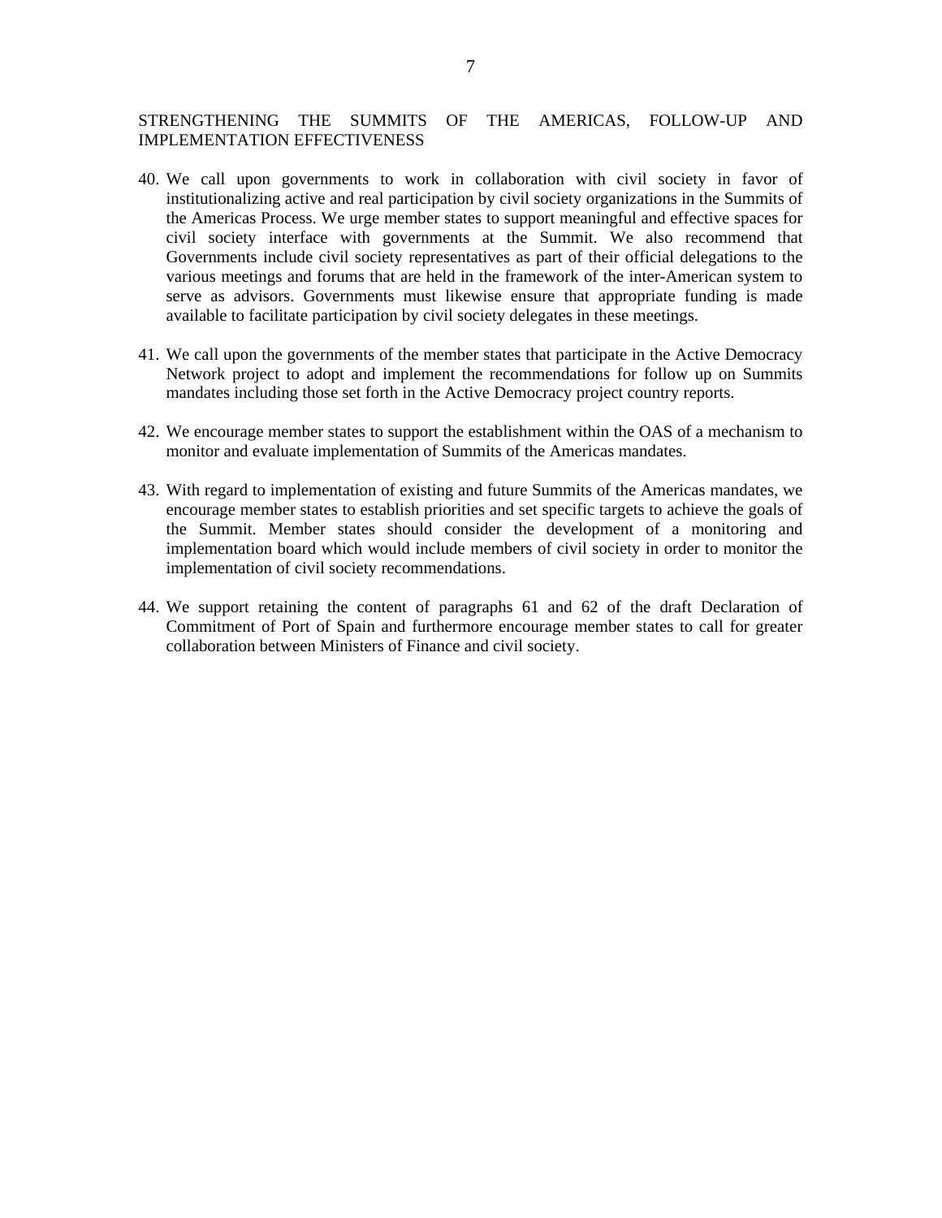## STRENGTHENING THE SUMMITS OF THE AMERICAS, FOLLOW-UP AND IMPLEMENTATION EFFECTIVENESS

40. We call upon governments to work in collaboration with civil society in favor of institutionalizing active and real participation by civil society organizations in the Summits of the Americas Process. We urge member states to support meaningful and effective spaces for civil society interface with governments at the Summit. We also recommend that Governments include civil society representatives as part of their official delegations to the various meetings and forums that are held in the framework of the inter-American system to serve as advisors. Governments must likewise ensure that appropriate funding is made available to facilitate participation by civil society delegates in these meetings.

41. We call upon the governments of the member states that participate in the Active Democracy Network project to adopt and implement the recommendations for follow up on Summits mandates including those set forth in the Active Democracy project country reports.

42. We encourage member states to support the establishment within the OAS of a mechanism to monitor and evaluate implementation of Summits of the Americas mandates.

43. With regard to implementation of existing and future Summits of the Americas mandates, we encourage member states to establish priorities and set specific targets to achieve the goals of the Summit. Member states should consider the development of a monitoring and implementation board which would include members of civil society in order to monitor the implementation of civil society recommendations.

44. We support retaining the content of paragraphs 61 and 62 of the draft Declaration of Commitment of Port of Spain and furthermore encourage member states to call for greater collaboration between Ministers of Finance and civil society.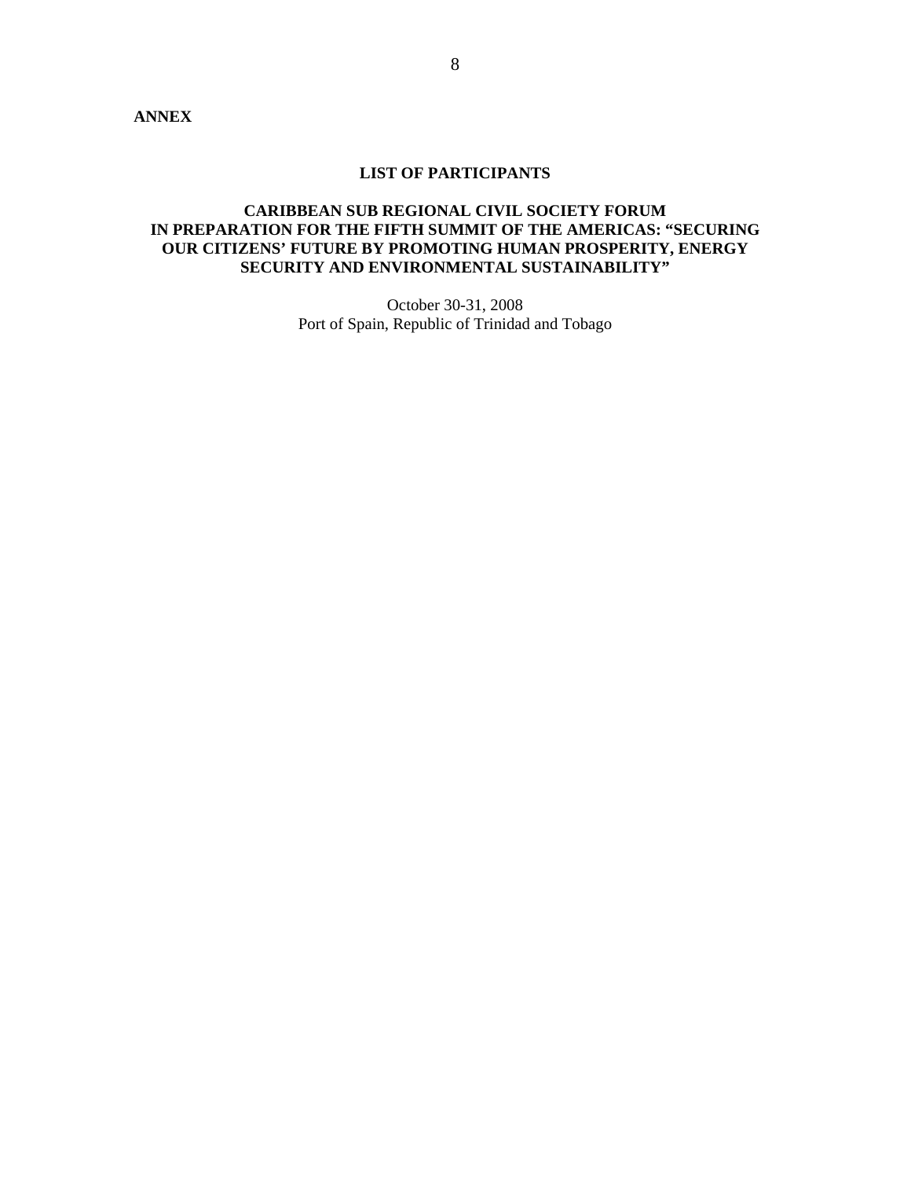**ANNEX**

## LIST OF PARTICIPANTS

## CARIBBEAN SUB REGIONAL CIVIL SOCIETY FORUM IN PREPARATION FOR THE FIFTH SUMMIT OF THE AMERICAS: "SECURING OUR CITIZENS' FUTURE BY PROMOTING HUMAN PROSPERITY, ENERGY SECURITY AND ENVIRONMENTAL SUSTAINABILITY"

October 30-31, 2008
Port of Spain, Republic of Trinidad and Tobago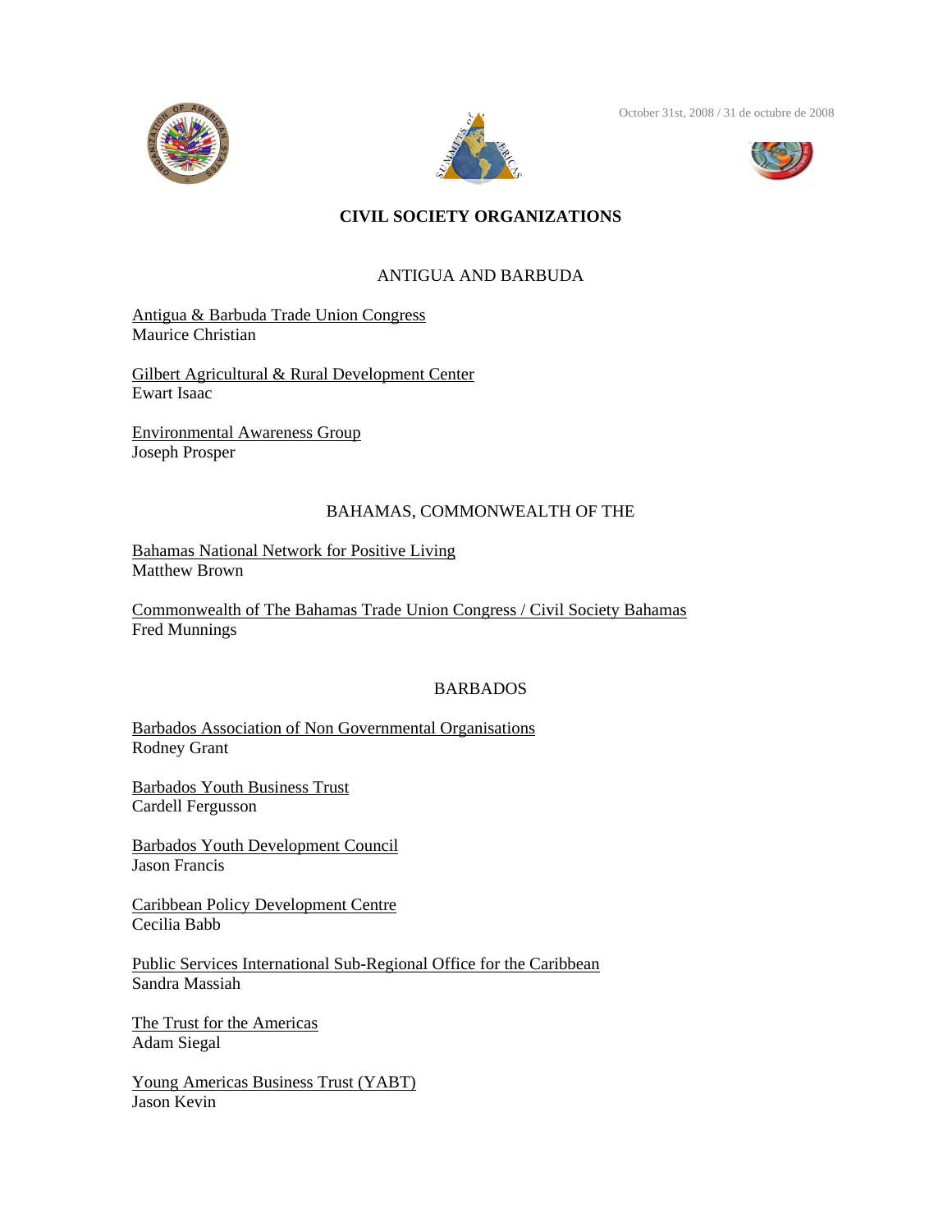October 31st, 2008 / 31 de octubre de 2008

# CIVIL SOCIETY ORGANIZATIONS

## ANTIGUA AND BARBUDA

Antigua & Barbuda Trade Union Congress
Maurice Christian

Gilbert Agricultural & Rural Development Center
Ewart Isaac

Environmental Awareness Group
Joseph Prosper

## BAHAMAS, COMMONWEALTH OF THE

Bahamas National Network for Positive Living
Matthew Brown

Commonwealth of The Bahamas Trade Union Congress / Civil Society Bahamas
Fred Munnings

## BARBADOS

Barbados Association of Non Governmental Organisations
Rodney Grant

Barbados Youth Business Trust
Cardell Fergusson

Barbados Youth Development Council
Jason Francis

Caribbean Policy Development Centre
Cecilia Babb

Public Services International Sub-Regional Office for the Caribbean
Sandra Massiah

The Trust for the Americas
Adam Siegal

Young Americas Business Trust (YABT)
Jason Kevin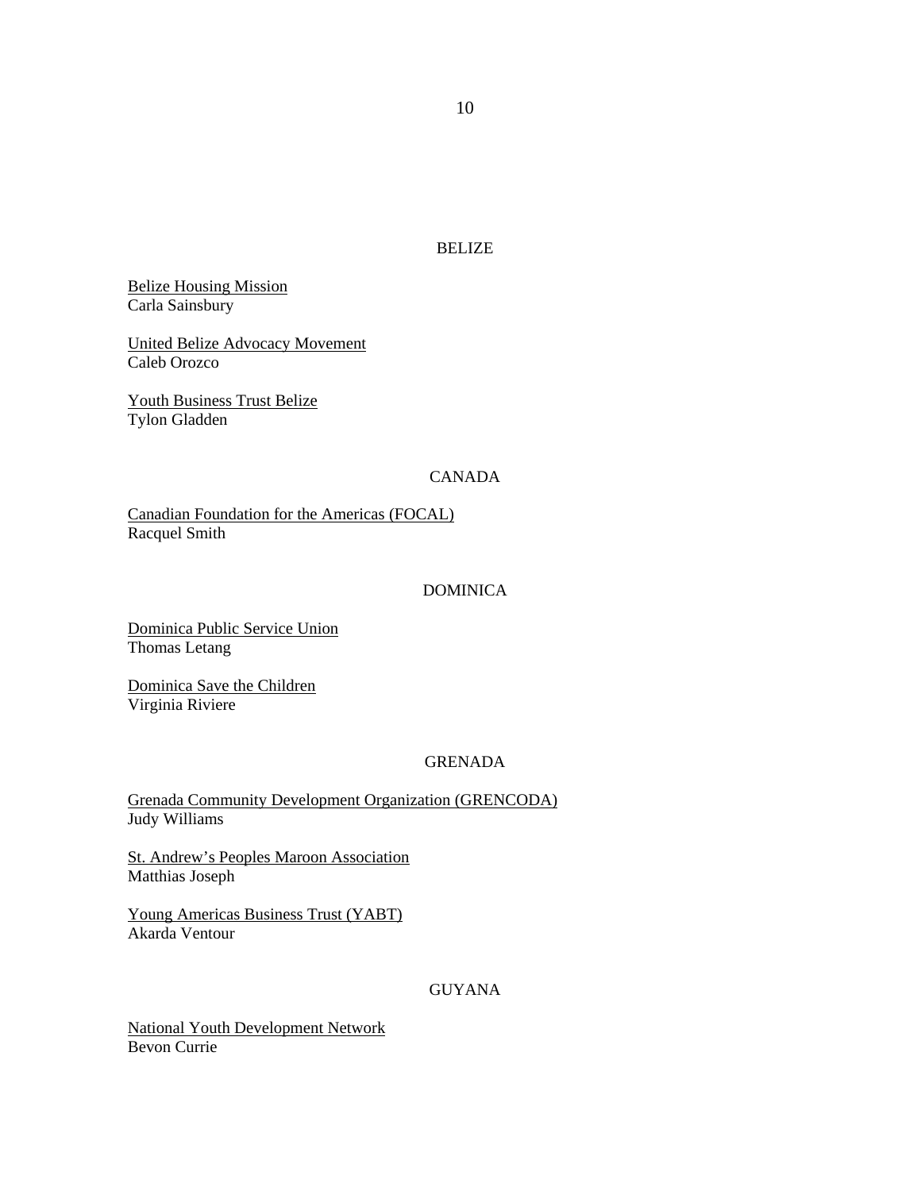BELIZE

<u>Belize Housing Mission</u>
Carla Sainsbury

<u>United Belize Advocacy Movement</u>
Caleb Orozco

<u>Youth Business Trust Belize</u>
Tylon Gladden

CANADA

<u>Canadian Foundation for the Americas (FOCAL)</u>
Racquel Smith

DOMINICA

<u>Dominica Public Service Union</u>
Thomas Letang

<u>Dominica Save the Children</u>
Virginia Riviere

GRENADA

<u>Grenada Community Development Organization (GRENCODA)</u>
Judy Williams

<u>St. Andrew's Peoples Maroon Association</u>
Matthias Joseph

<u>Young Americas Business Trust (YABT)</u>
Akarda Ventour

GUYANA

<u>National Youth Development Network</u>
Bevon Currie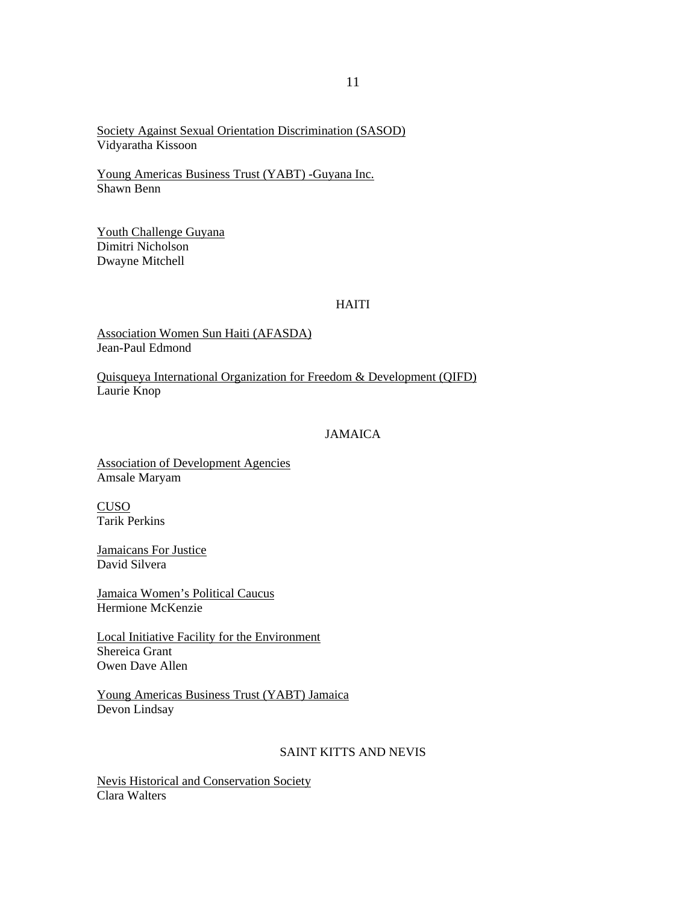Society Against Sexual Orientation Discrimination (SASOD)
Vidyaratha Kissoon

Young Americas Business Trust (YABT) -Guyana Inc.
Shawn Benn

Youth Challenge Guyana
Dimitri Nicholson
Dwayne Mitchell

## HAITI

Association Women Sun Haiti (AFASDA)
Jean-Paul Edmond

Quisqueya International Organization for Freedom & Development (QIFD)
Laurie Knop

## JAMAICA

Association of Development Agencies
Amsale Maryam

CUSO
Tarik Perkins

Jamaicans For Justice
David Silvera

Jamaica Women's Political Caucus
Hermione McKenzie

Local Initiative Facility for the Environment
Shereica Grant
Owen Dave Allen

Young Americas Business Trust (YABT) Jamaica
Devon Lindsay

## SAINT KITTS AND NEVIS

Nevis Historical and Conservation Society
Clara Walters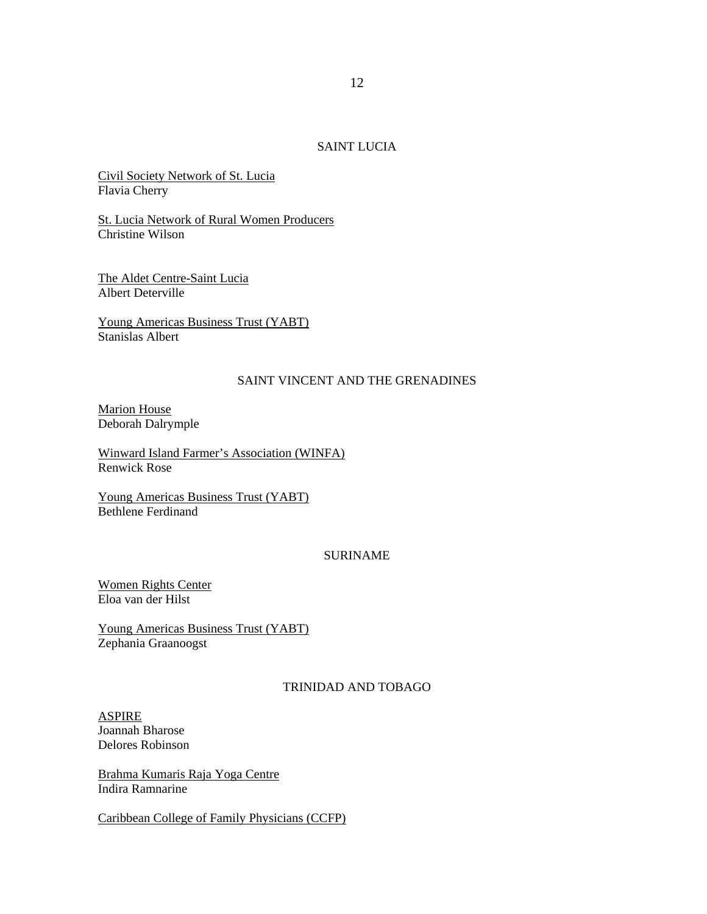## SAINT LUCIA

<u>Civil Society Network of St. Lucia</u>
Flavia Cherry

<u>St. Lucia Network of Rural Women Producers</u>
Christine Wilson

<u>The Aldet Centre-Saint Lucia</u>
Albert Deterville

<u>Young Americas Business Trust (YABT)</u>
Stanislas Albert

## SAINT VINCENT AND THE GRENADINES

<u>Marion House</u>
Deborah Dalrymple

<u>Winward Island Farmer's Association (WINFA)</u>
Renwick Rose

<u>Young Americas Business Trust (YABT)</u>
Bethlene Ferdinand

## SURINAME

<u>Women Rights Center</u>
Eloa van der Hilst

<u>Young Americas Business Trust (YABT)</u>
Zephania Graanoogst

## TRINIDAD AND TOBAGO

<u>ASPIRE</u>
Joannah Bharose
Delores Robinson

<u>Brahma Kumaris Raja Yoga Centre</u>
Indira Ramnarine

<u>Caribbean College of Family Physicians (CCFP)</u>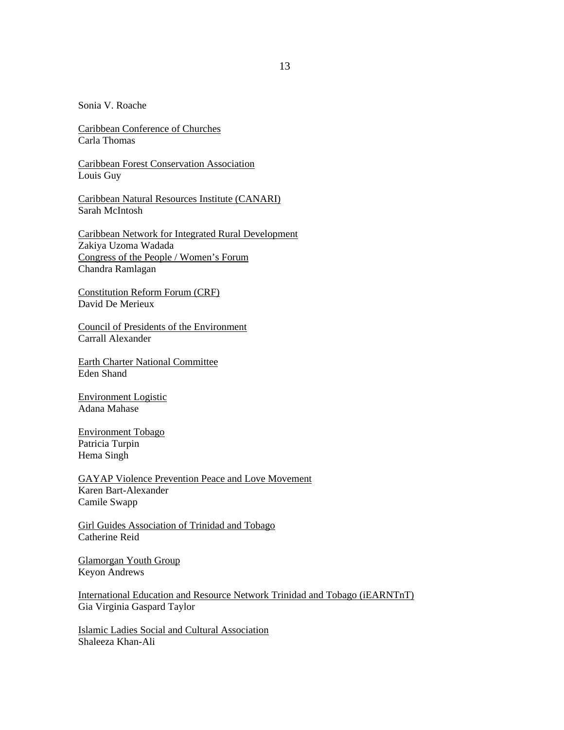Sonia V. Roache

<u>Caribbean Conference of Churches</u>
Carla Thomas

<u>Caribbean Forest Conservation Association</u>
Louis Guy

<u>Caribbean Natural Resources Institute (CANARI)</u>
Sarah McIntosh

<u>Caribbean Network for Integrated Rural Development</u>
Zakiya Uzoma Wadada
<u>Congress of the People / Women's Forum</u>
Chandra Ramlagan

<u>Constitution Reform Forum (CRF)</u>
David De Merieux

<u>Council of Presidents of the Environment</u>
Carrall Alexander

<u>Earth Charter National Committee</u>
Eden Shand

<u>Environment Logistic</u>
Adana Mahase

<u>Environment Tobago</u>
Patricia Turpin
Hema Singh

<u>GAYAP Violence Prevention Peace and Love Movement</u>
Karen Bart-Alexander
Camile Swapp

<u>Girl Guides Association of Trinidad and Tobago</u>
Catherine Reid

<u>Glamorgan Youth Group</u>
Keyon Andrews

<u>International Education and Resource Network Trinidad and Tobago (iEARNTnT)</u>
Gia Virginia Gaspard Taylor

<u>Islamic Ladies Social and Cultural Association</u>
Shaleeza Khan-Ali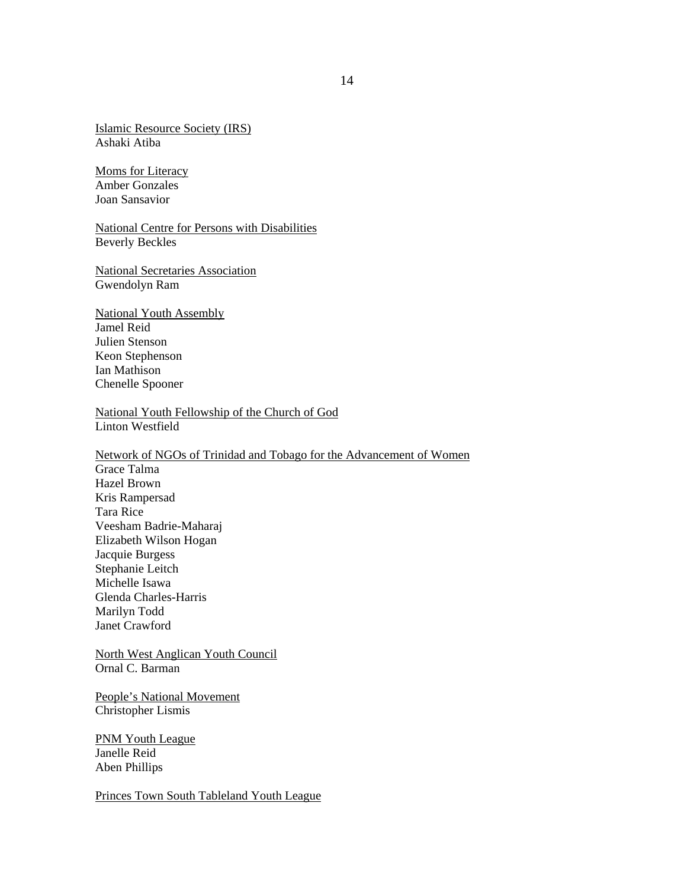<u>Islamic Resource Society (IRS)</u>
Ashaki Atiba

<u>Moms for Literacy</u>
Amber Gonzales
Joan Sansavior

<u>National Centre for Persons with Disabilities</u>
Beverly Beckles

<u>National Secretaries Association</u>
Gwendolyn Ram

<u>National Youth Assembly</u>
Jamel Reid
Julien Stenson
Keon Stephenson
Ian Mathison
Chenelle Spooner

<u>National Youth Fellowship of the Church of God</u>
Linton Westfield

<u>Network of NGOs of Trinidad and Tobago for the Advancement of Women</u>
Grace Talma
Hazel Brown
Kris Rampersad
Tara Rice
Veesham Badrie-Maharaj
Elizabeth Wilson Hogan
Jacquie Burgess
Stephanie Leitch
Michelle Isawa
Glenda Charles-Harris
Marilyn Todd
Janet Crawford

<u>North West Anglican Youth Council</u>
Ornal C. Barman

<u>People's National Movement</u>
Christopher Lismis

<u>PNM Youth League</u>
Janelle Reid
Aben Phillips

<u>Princes Town South Tableland Youth League</u>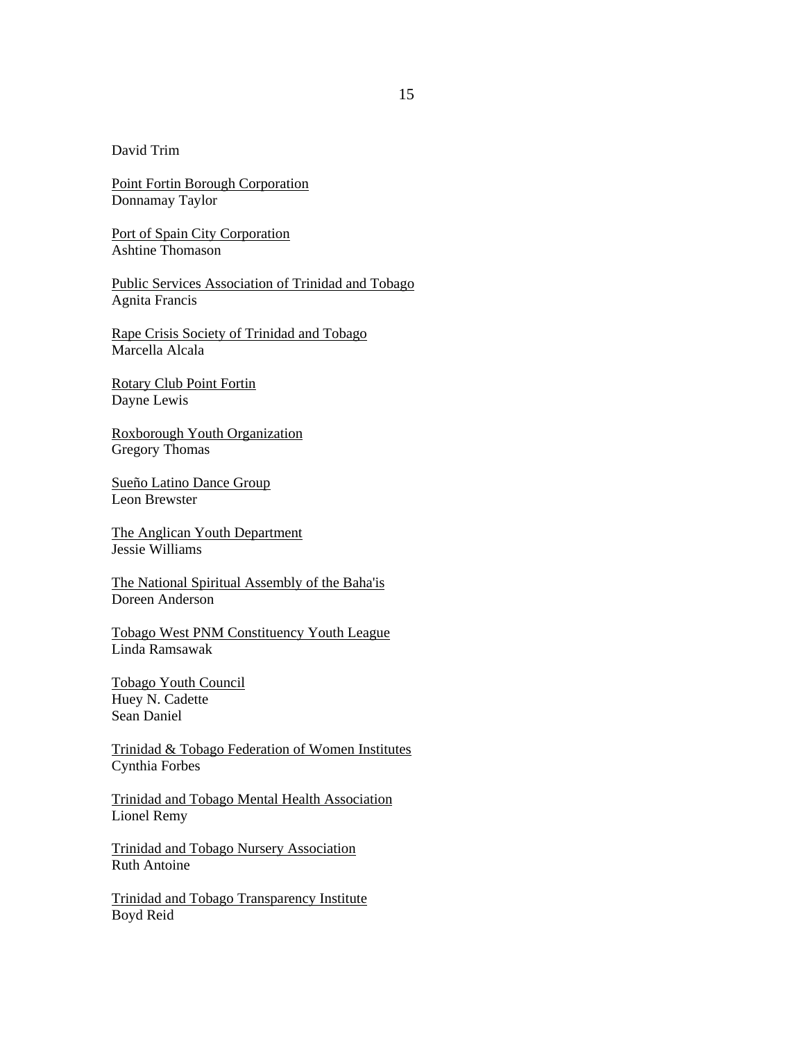David Trim

<u>Point Fortin Borough Corporation</u>
Donnamay Taylor

<u>Port of Spain City Corporation</u>
Ashtine Thomason

<u>Public Services Association of Trinidad and Tobago</u>
Agnita Francis

<u>Rape Crisis Society of Trinidad and Tobago</u>
Marcella Alcala

<u>Rotary Club Point Fortin</u>
Dayne Lewis

<u>Roxborough Youth Organization</u>
Gregory Thomas

<u>Sueño Latino Dance Group</u>
Leon Brewster

<u>The Anglican Youth Department</u>
Jessie Williams

<u>The National Spiritual Assembly of the Baha'is</u>
Doreen Anderson

<u>Tobago West PNM Constituency Youth League</u>
Linda Ramsawak

<u>Tobago Youth Council</u>
Huey N. Cadette
Sean Daniel

<u>Trinidad & Tobago Federation of Women Institutes</u>
Cynthia Forbes

<u>Trinidad and Tobago Mental Health Association</u>
Lionel Remy

<u>Trinidad and Tobago Nursery Association</u>
Ruth Antoine

<u>Trinidad and Tobago Transparency Institute</u>
Boyd Reid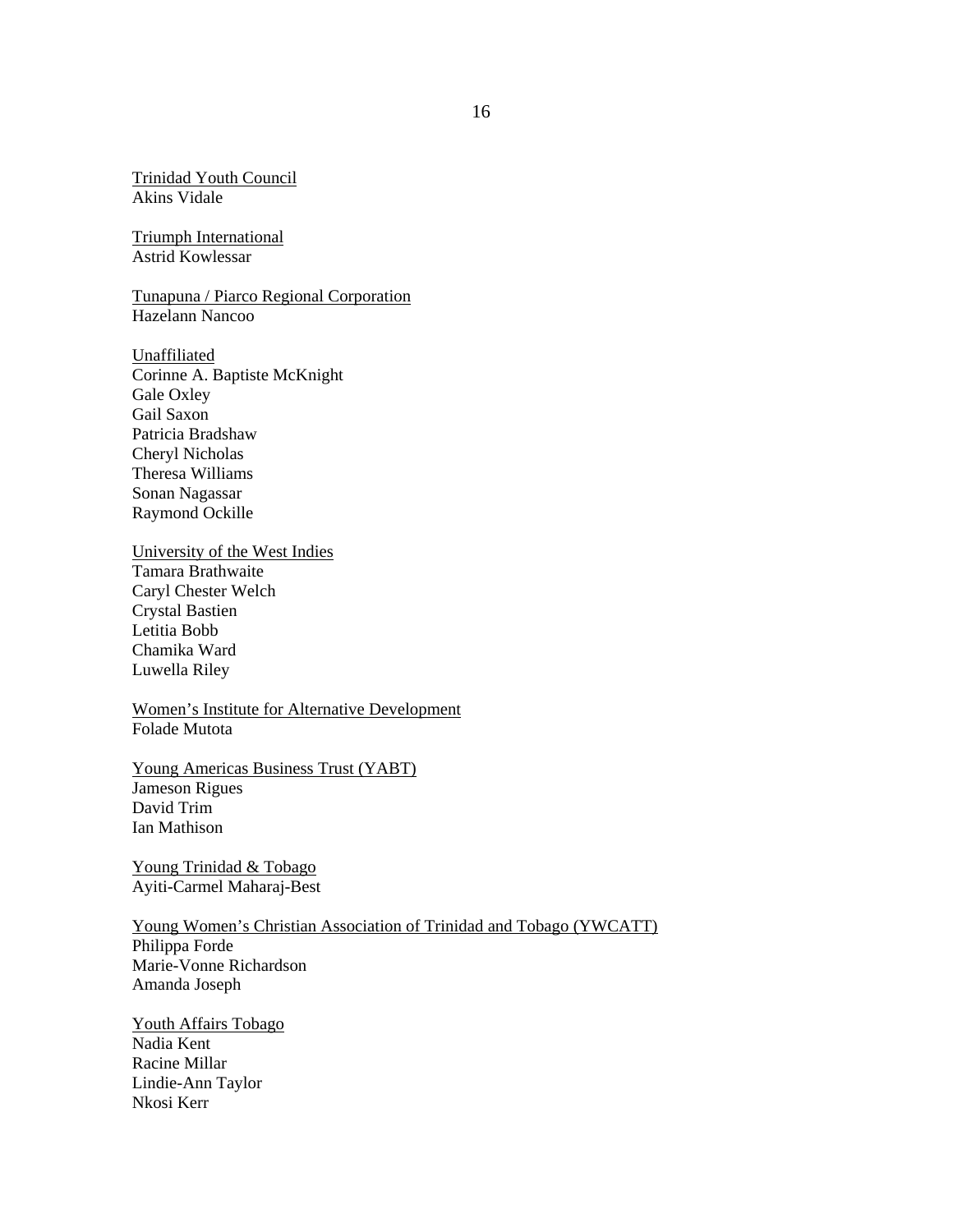<u>Trinidad Youth Council</u>
Akins Vidale

<u>Triumph International</u>
Astrid Kowlessar

<u>Tunapuna / Piarco Regional Corporation</u>
Hazelann Nancoo

<u>Unaffiliated</u>
Corinne A. Baptiste McKnight
Gale Oxley
Gail Saxon
Patricia Bradshaw
Cheryl Nicholas
Theresa Williams
Sonan Nagassar
Raymond Ockille

<u>University of the West Indies</u>
Tamara Brathwaite
Caryl Chester Welch
Crystal Bastien
Letitia Bobb
Chamika Ward
Luwella Riley

<u>Women's Institute for Alternative Development</u>
Folade Mutota

<u>Young Americas Business Trust (YABT)</u>
Jameson Rigues
David Trim
Ian Mathison

<u>Young Trinidad & Tobago</u>
Ayiti-Carmel Maharaj-Best

<u>Young Women's Christian Association of Trinidad and Tobago (YWCATT)</u>
Philippa Forde
Marie-Vonne Richardson
Amanda Joseph

<u>Youth Affairs Tobago</u>
Nadia Kent
Racine Millar
Lindie-Ann Taylor
Nkosi Kerr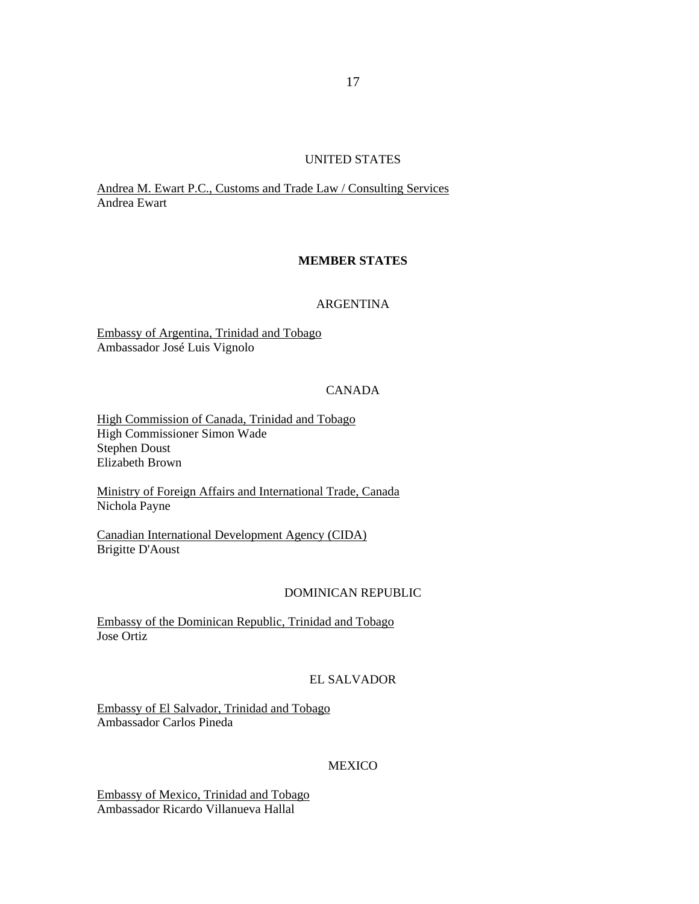UNITED STATES

<u>Andrea M. Ewart P.C., Customs and Trade Law / Consulting Services</u>
Andrea Ewart

## MEMBER STATES

ARGENTINA

<u>Embassy of Argentina, Trinidad and Tobago</u>
Ambassador José Luis Vignolo

CANADA

<u>High Commission of Canada, Trinidad and Tobago</u>
High Commissioner Simon Wade
Stephen Doust
Elizabeth Brown

<u>Ministry of Foreign Affairs and International Trade, Canada</u>
Nichola Payne

<u>Canadian International Development Agency (CIDA)</u>
Brigitte D'Aoust

DOMINICAN REPUBLIC

<u>Embassy of the Dominican Republic, Trinidad and Tobago</u>
Jose Ortiz

EL SALVADOR

<u>Embassy of El Salvador, Trinidad and Tobago</u>
Ambassador Carlos Pineda

MEXICO

<u>Embassy of Mexico, Trinidad and Tobago</u>
Ambassador Ricardo Villanueva Hallal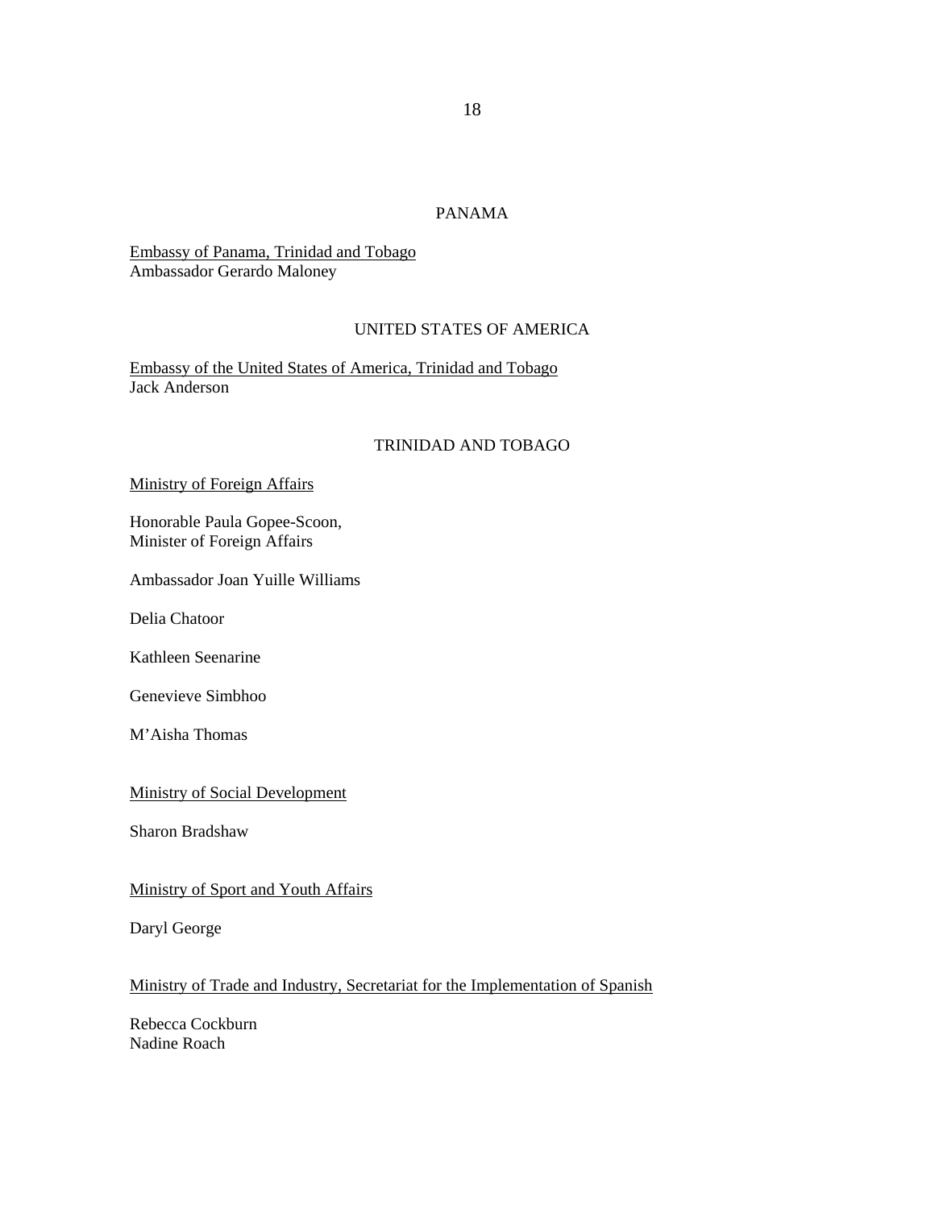PANAMA

Embassy of Panama, Trinidad and Tobago
Ambassador Gerardo Maloney

UNITED STATES OF AMERICA

Embassy of the United States of America, Trinidad and Tobago
Jack Anderson

TRINIDAD AND TOBAGO

Ministry of Foreign Affairs

Honorable Paula Gopee-Scoon,
Minister of Foreign Affairs

Ambassador Joan Yuille Williams

Delia Chatoor

Kathleen Seenarine

Genevieve Simbhoo

M'Aisha Thomas

Ministry of Social Development

Sharon Bradshaw

Ministry of Sport and Youth Affairs

Daryl George

Ministry of Trade and Industry, Secretariat for the Implementation of Spanish

Rebecca Cockburn
Nadine Roach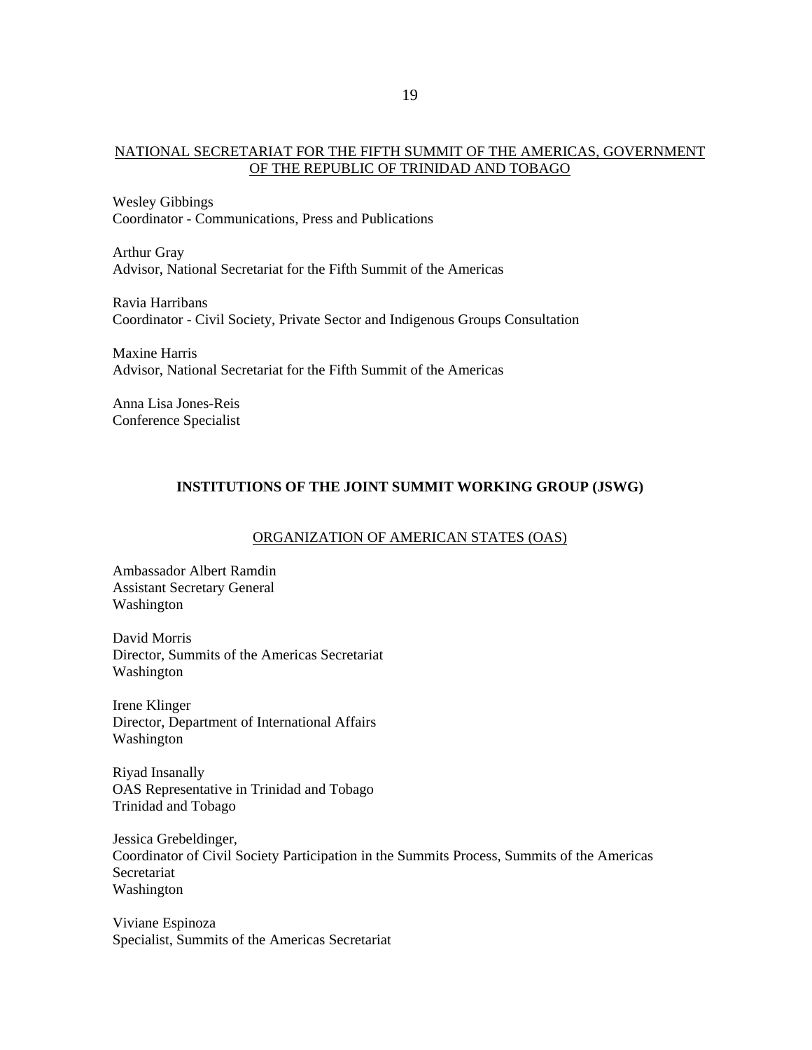<u>NATIONAL SECRETARIAT FOR THE FIFTH SUMMIT OF THE AMERICAS, GOVERNMENT OF THE REPUBLIC OF TRINIDAD AND TOBAGO</u>

Wesley Gibbings
Coordinator - Communications, Press and Publications

Arthur Gray
Advisor, National Secretariat for the Fifth Summit of the Americas

Ravia Harribans
Coordinator - Civil Society, Private Sector and Indigenous Groups Consultation

Maxine Harris
Advisor, National Secretariat for the Fifth Summit of the Americas

Anna Lisa Jones-Reis
Conference Specialist

## INSTITUTIONS OF THE JOINT SUMMIT WORKING GROUP (JSWG)

<u>ORGANIZATION OF AMERICAN STATES (OAS)</u>

Ambassador Albert Ramdin
Assistant Secretary General
Washington

David Morris
Director, Summits of the Americas Secretariat
Washington

Irene Klinger
Director, Department of International Affairs
Washington

Riyad Insanally
OAS Representative in Trinidad and Tobago
Trinidad and Tobago

Jessica Grebeldinger,
Coordinator of Civil Society Participation in the Summits Process, Summits of the Americas Secretariat
Washington

Viviane Espinoza
Specialist, Summits of the Americas Secretariat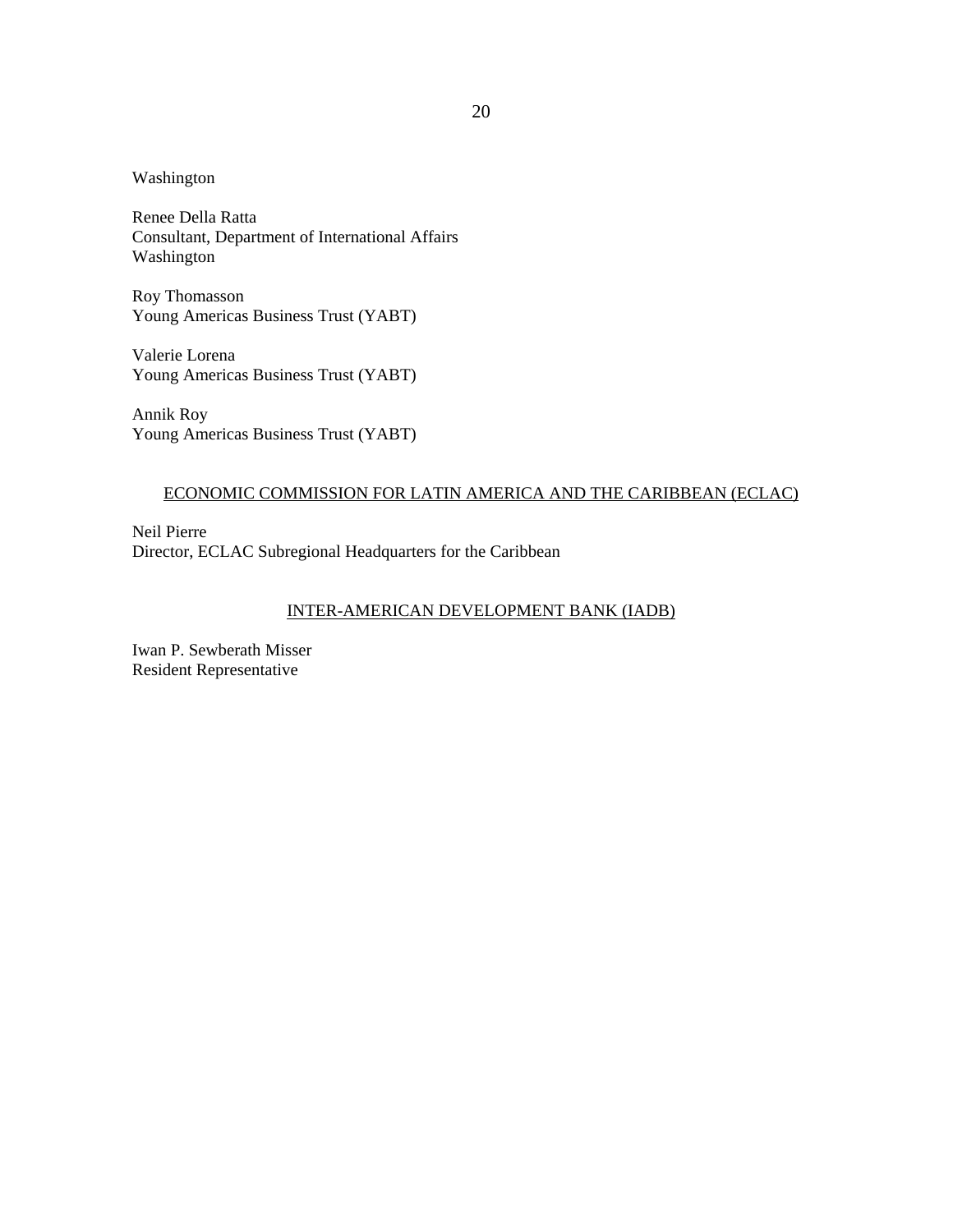Washington

Renee Della Ratta
Consultant, Department of International Affairs
Washington

Roy Thomasson
Young Americas Business Trust (YABT)

Valerie Lorena
Young Americas Business Trust (YABT)

Annik Roy
Young Americas Business Trust (YABT)

## ECONOMIC COMMISSION FOR LATIN AMERICA AND THE CARIBBEAN (ECLAC)

Neil Pierre
Director, ECLAC Subregional Headquarters for the Caribbean

## INTER-AMERICAN DEVELOPMENT BANK (IADB)

Iwan P. Sewberath Misser
Resident Representative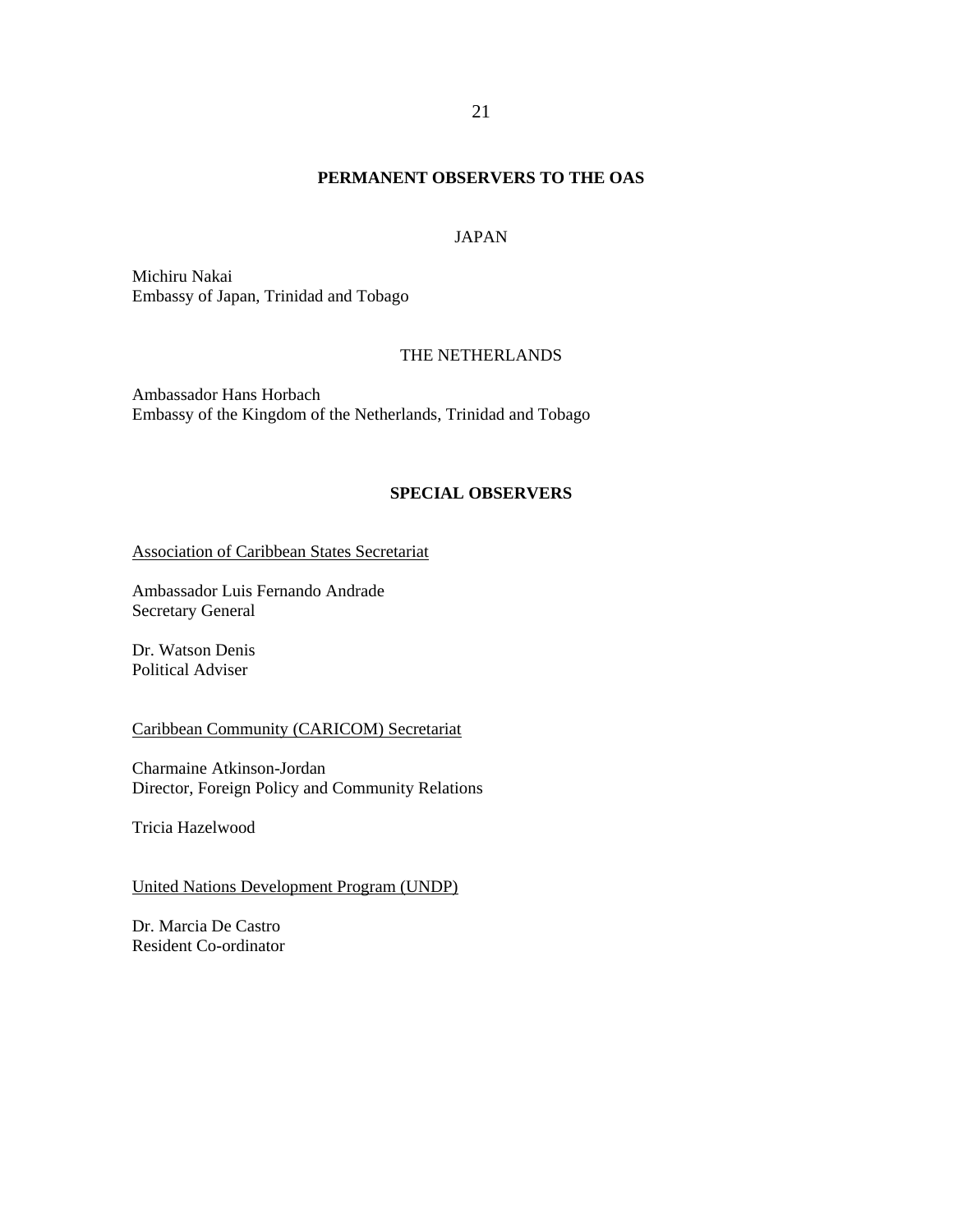## PERMANENT OBSERVERS TO THE OAS

### JAPAN

Michiru Nakai
Embassy of Japan, Trinidad and Tobago

### THE NETHERLANDS

Ambassador Hans Horbach
Embassy of the Kingdom of the Netherlands, Trinidad and Tobago

## SPECIAL OBSERVERS

Association of Caribbean States Secretariat

Ambassador Luis Fernando Andrade
Secretary General

Dr. Watson Denis
Political Adviser

Caribbean Community (CARICOM) Secretariat

Charmaine Atkinson-Jordan
Director, Foreign Policy and Community Relations

Tricia Hazelwood

United Nations Development Program (UNDP)

Dr. Marcia De Castro
Resident Co-ordinator